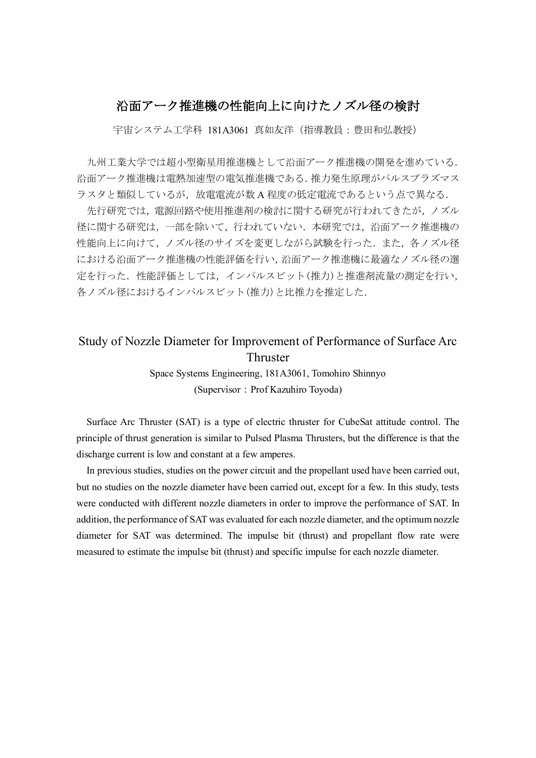# 沿面アーク推進機の性能向上に向けたノズル径の検討

宇宙システム工学科 181A3061 真如友洋（指導教員：豊田和弘教授）

九州工業大学では超小型衛星用推進機として沿面アーク推進機の開発を進めている．沿面アーク推進機は電熱加速型の電気推進機である．推力発生原理がパルスプラズマスラスタと類似しているが，放電電流が数 A 程度の低定電流であるという点で異なる．

先行研究では，電源回路や使用推進剤の検討に関する研究が行われてきたが，ノズル径に関する研究は，一部を除いて，行われていない．本研究では，沿面アーク推進機の性能向上に向けて，ノズル径のサイズを変更しながら試験を行った．また，各ノズル径における沿面アーク推進機の性能評価を行い，沿面アーク推進機に最適なノズル径の選定を行った．性能評価としては，インパルスビット(推力)と推進剤流量の測定を行い，各ノズル径におけるインパルスビット(推力)と比推力を推定した．

# Study of Nozzle Diameter for Improvement of Performance of Surface Arc Thruster

Space Systems Engineering, 181A3061, Tomohiro Shinnyo
(Supervisor：Prof Kazuhiro Toyoda)

Surface Arc Thruster (SAT) is a type of electric thruster for CubeSat attitude control. The principle of thrust generation is similar to Pulsed Plasma Thrusters, but the difference is that the discharge current is low and constant at a few amperes.

In previous studies, studies on the power circuit and the propellant used have been carried out, but no studies on the nozzle diameter have been carried out, except for a few. In this study, tests were conducted with different nozzle diameters in order to improve the performance of SAT. In addition, the performance of SAT was evaluated for each nozzle diameter, and the optimum nozzle diameter for SAT was determined. The impulse bit (thrust) and propellant flow rate were measured to estimate the impulse bit (thrust) and specific impulse for each nozzle diameter.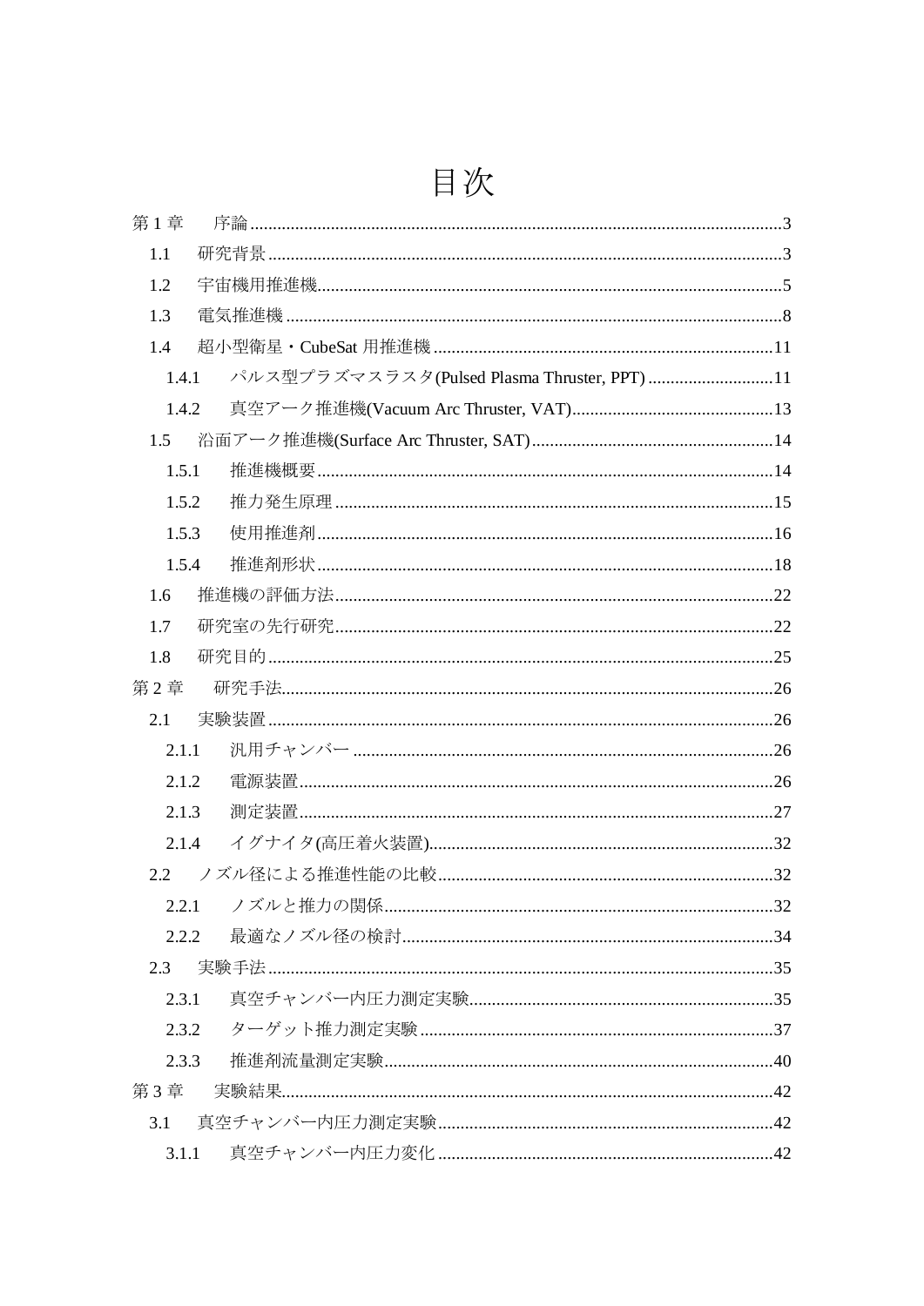# 目次

第 1 章　序論 ........................................ 3

- 1.1　研究背景 ........................................ 3
- 1.2　宇宙機用推進機 ........................................ 5
- 1.3　電気推進機 ........................................ 8
- 1.4　超小型衛星・CubeSat 用推進機 ........................................ 11
  - 1.4.1　パルス型プラズマスラスタ(Pulsed Plasma Thruster, PPT) ........................................ 11
  - 1.4.2　真空アーク推進機(Vacuum Arc Thruster, VAT) ........................................ 13
- 1.5　沿面アーク推進機(Surface Arc Thruster, SAT) ........................................ 14
  - 1.5.1　推進機概要 ........................................ 14
  - 1.5.2　推力発生原理 ........................................ 15
  - 1.5.3　使用推進剤 ........................................ 16
  - 1.5.4　推進剤形状 ........................................ 18
- 1.6　推進機の評価方法 ........................................ 22
- 1.7　研究室の先行研究 ........................................ 22
- 1.8　研究目的 ........................................ 25

第 2 章　研究手法 ........................................ 26

- 2.1　実験装置 ........................................ 26
  - 2.1.1　汎用チャンバー ........................................ 26
  - 2.1.2　電源装置 ........................................ 26
  - 2.1.3　測定装置 ........................................ 27
  - 2.1.4　イグナイタ(高圧着火装置) ........................................ 32
- 2.2　ノズル径による推進性能の比較 ........................................ 32
  - 2.2.1　ノズルと推力の関係 ........................................ 32
  - 2.2.2　最適なノズル径の検討 ........................................ 34
- 2.3　実験手法 ........................................ 35
  - 2.3.1　真空チャンバー内圧力測定実験 ........................................ 35
  - 2.3.2　ターゲット推力測定実験 ........................................ 37
  - 2.3.3　推進剤流量測定実験 ........................................ 40

第 3 章　実験結果 ........................................ 42

- 3.1　真空チャンバー内圧力測定実験 ........................................ 42
  - 3.1.1　真空チャンバー内圧力変化 ........................................ 42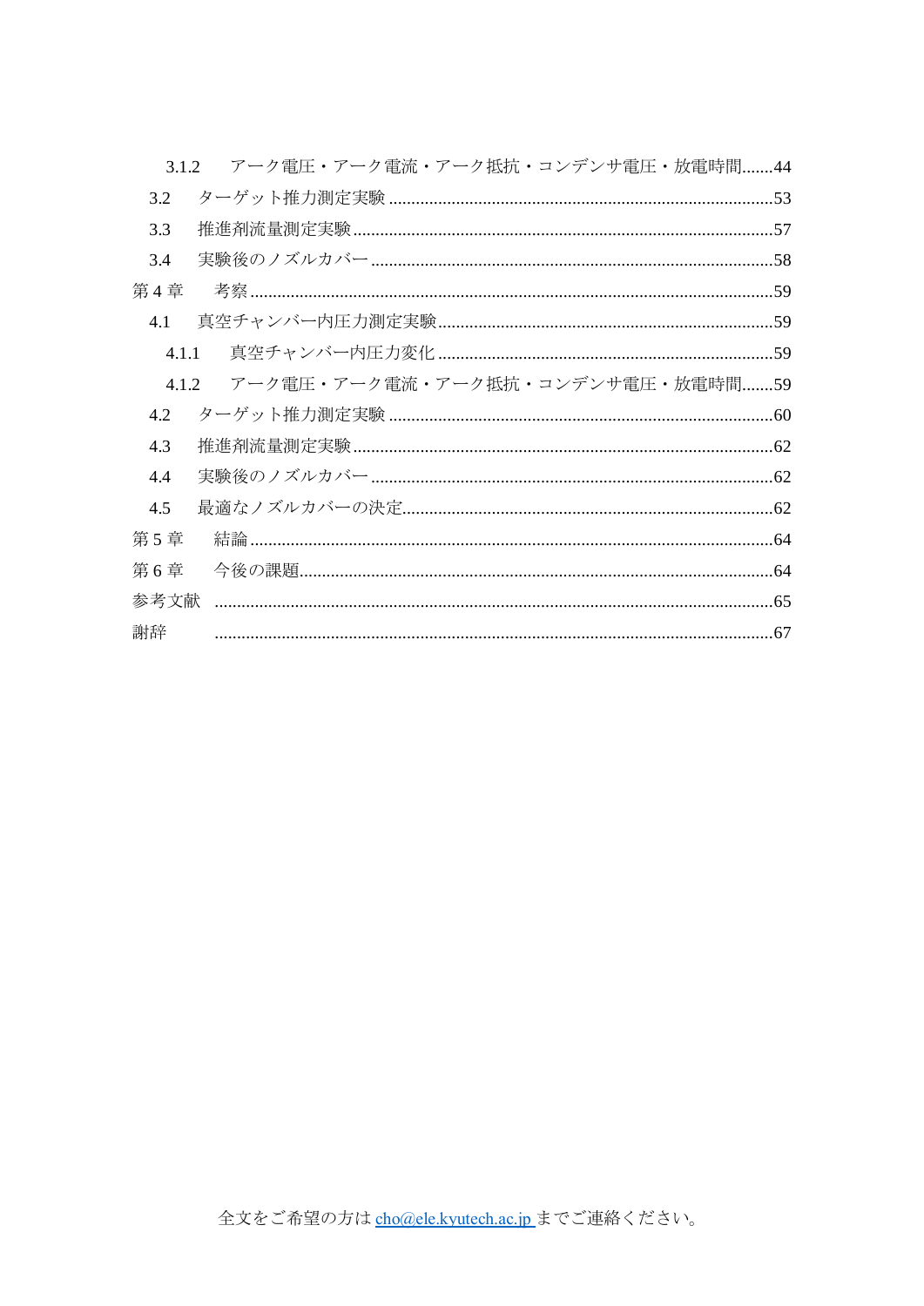3.1.2　アーク電圧・アーク電流・アーク抵抗・コンデンサ電圧・放電時間.......44

3.2　ターゲット推力測定実験 ....................................................................................53

3.3　推進剤流量測定実験 ............................................................................................57

3.4　実験後のノズルカバー ........................................................................................58

第 4 章　考察 ..................................................................................................................59

4.1　真空チャンバー内圧力測定実験..........................................................................59

4.1.1　真空チャンバー内圧力変化 ..........................................................................59

4.1.2　アーク電圧・アーク電流・アーク抵抗・コンデンサ電圧・放電時間.......59

4.2　ターゲット推力測定実験 ....................................................................................60

4.3　推進剤流量測定実験 ............................................................................................62

4.4　実験後のノズルカバー ........................................................................................62

4.5　最適なノズルカバーの決定.................................................................................62

第 5 章　結論 ..................................................................................................................64

第 6 章　今後の課題.......................................................................................................64

参考文献 ..........................................................................................................................65

謝辞 ..........................................................................................................................67

全文をご希望の方は cho@ele.kyutech.ac.jp までご連絡ください。